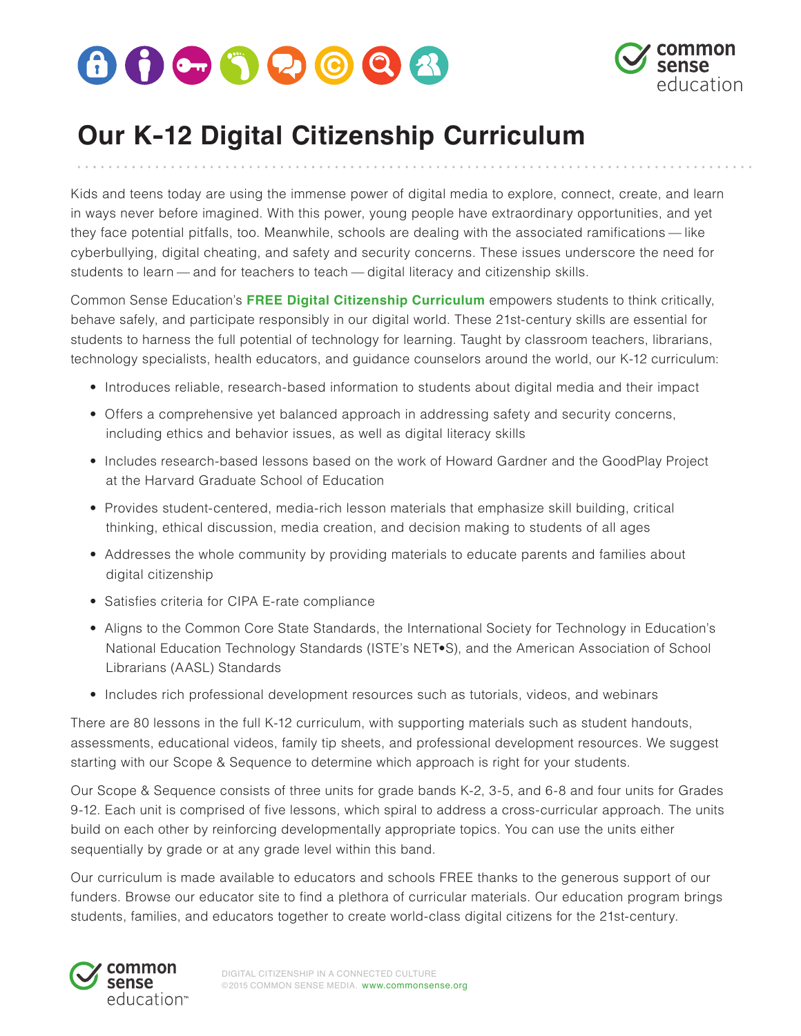# Our K-12 Digital Citizenship Curriculum

Kids and teens today are using the immense power of digital media to explore, connect, create, and learn in ways never before imagined. With this power, young people have extraordinary opportunities, and yet they face potential pitfalls, too. Meanwhile, schools are dealing with the associated ramifications — like cyberbullying, digital cheating, and safety and security concerns. These issues underscore the need for students to learn — and for teachers to teach — digital literacy and citizenship skills.

Common Sense Education's **FREE Digital Citizenship Curriculum** empowers students to think critically, behave safely, and participate responsibly in our digital world. These 21st-century skills are essential for students to harness the full potential of technology for learning. Taught by classroom teachers, librarians, technology specialists, health educators, and guidance counselors around the world, our K-12 curriculum:

- Introduces reliable, research-based information to students about digital media and their impact
- Offers a comprehensive yet balanced approach in addressing safety and security concerns, including ethics and behavior issues, as well as digital literacy skills
- Includes research-based lessons based on the work of Howard Gardner and the GoodPlay Project at the Harvard Graduate School of Education
- Provides student-centered, media-rich lesson materials that emphasize skill building, critical thinking, ethical discussion, media creation, and decision making to students of all ages
- Addresses the whole community by providing materials to educate parents and families about digital citizenship
- Satisfies criteria for CIPA E-rate compliance
- Aligns to the Common Core State Standards, the International Society for Technology in Education's National Education Technology Standards (ISTE's NET•S), and the American Association of School Librarians (AASL) Standards
- Includes rich professional development resources such as tutorials, videos, and webinars

There are 80 lessons in the full K-12 curriculum, with supporting materials such as student handouts, assessments, educational videos, family tip sheets, and professional development resources. We suggest starting with our Scope & Sequence to determine which approach is right for your students.

Our Scope & Sequence consists of three units for grade bands K-2, 3-5, and 6-8 and four units for Grades 9-12. Each unit is comprised of five lessons, which spiral to address a cross-curricular approach. The units build on each other by reinforcing developmentally appropriate topics. You can use the units either sequentially by grade or at any grade level within this band.

Our curriculum is made available to educators and schools FREE thanks to the generous support of our funders. Browse our educator site to find a plethora of curricular materials. Our education program brings students, families, and educators together to create world-class digital citizens for the 21st-century.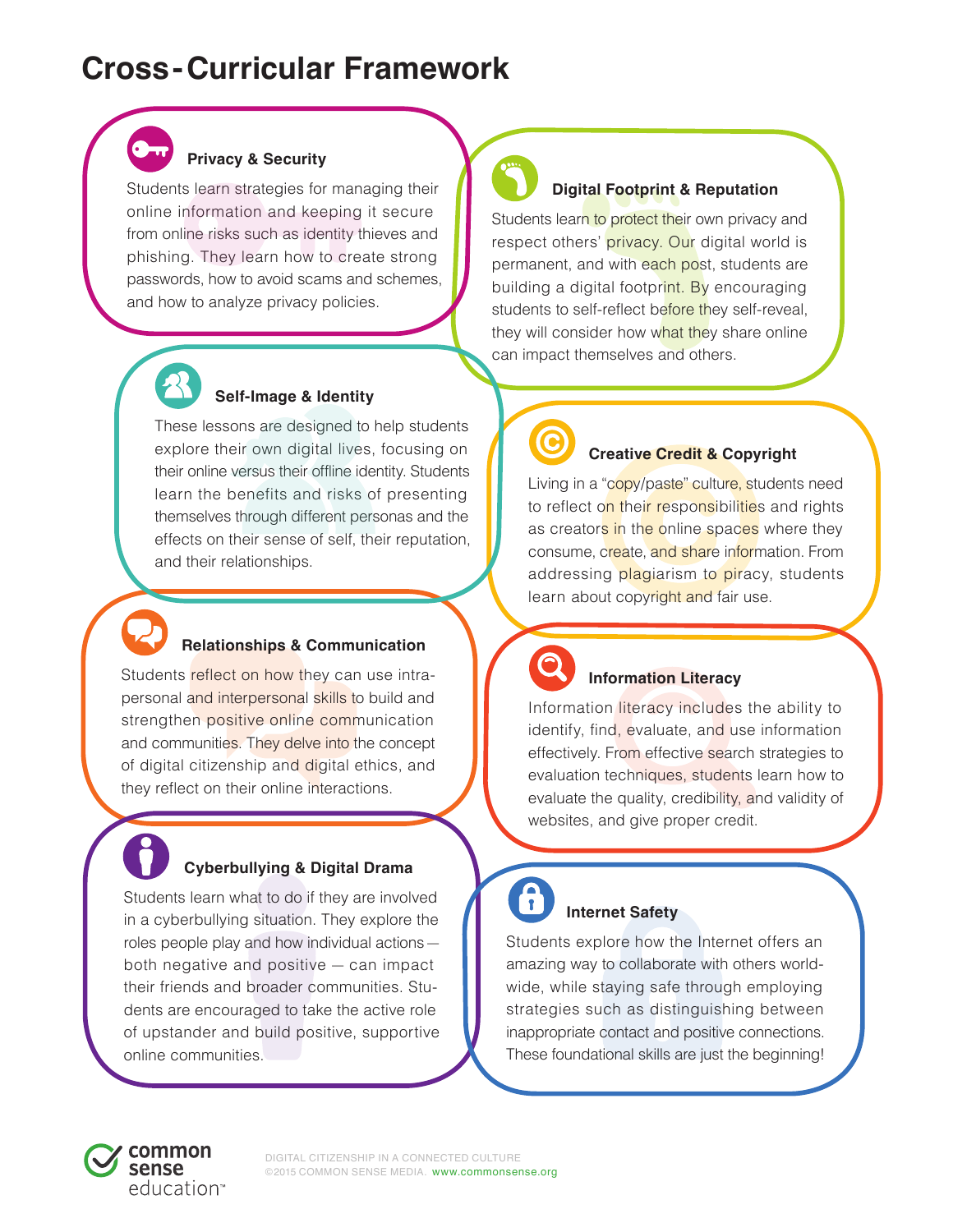# Cross-Curricular Framework

### Privacy & Security

Students learn strategies for managing their online information and keeping it secure from online risks such as identity thieves and phishing. They learn how to create strong passwords, how to avoid scams and schemes, and how to analyze privacy policies.

### Digital Footprint & Reputation

Students learn to protect their own privacy and respect others' privacy. Our digital world is permanent, and with each post, students are building a digital footprint. By encouraging students to self-reflect before they self-reveal, they will consider how what they share online can impact themselves and others.

### Self-Image & Identity

These lessons are designed to help students explore their own digital lives, focusing on their online versus their offline identity. Students learn the benefits and risks of presenting themselves through different personas and the effects on their sense of self, their reputation, and their relationships.

### Creative Credit & Copyright

Living in a "copy/paste" culture, students need to reflect on their responsibilities and rights as creators in the online spaces where they consume, create, and share information. From addressing plagiarism to piracy, students learn about copyright and fair use.

### Relationships & Communication

Students reflect on how they can use intra-personal and interpersonal skills to build and strengthen positive online communication and communities. They delve into the concept of digital citizenship and digital ethics, and they reflect on their online interactions.

### Information Literacy

Information literacy includes the ability to identify, find, evaluate, and use information effectively. From effective search strategies to evaluation techniques, students learn how to evaluate the quality, credibility, and validity of websites, and give proper credit.

### Cyberbullying & Digital Drama

Students learn what to do if they are involved in a cyberbullying situation. They explore the roles people play and how individual actions — both negative and positive — can impact their friends and broader communities. Students are encouraged to take the active role of upstander and build positive, supportive online communities.

### Internet Safety

Students explore how the Internet offers an amazing way to collaborate with others worldwide, while staying safe through employing strategies such as distinguishing between inappropriate contact and positive connections. These foundational skills are just the beginning!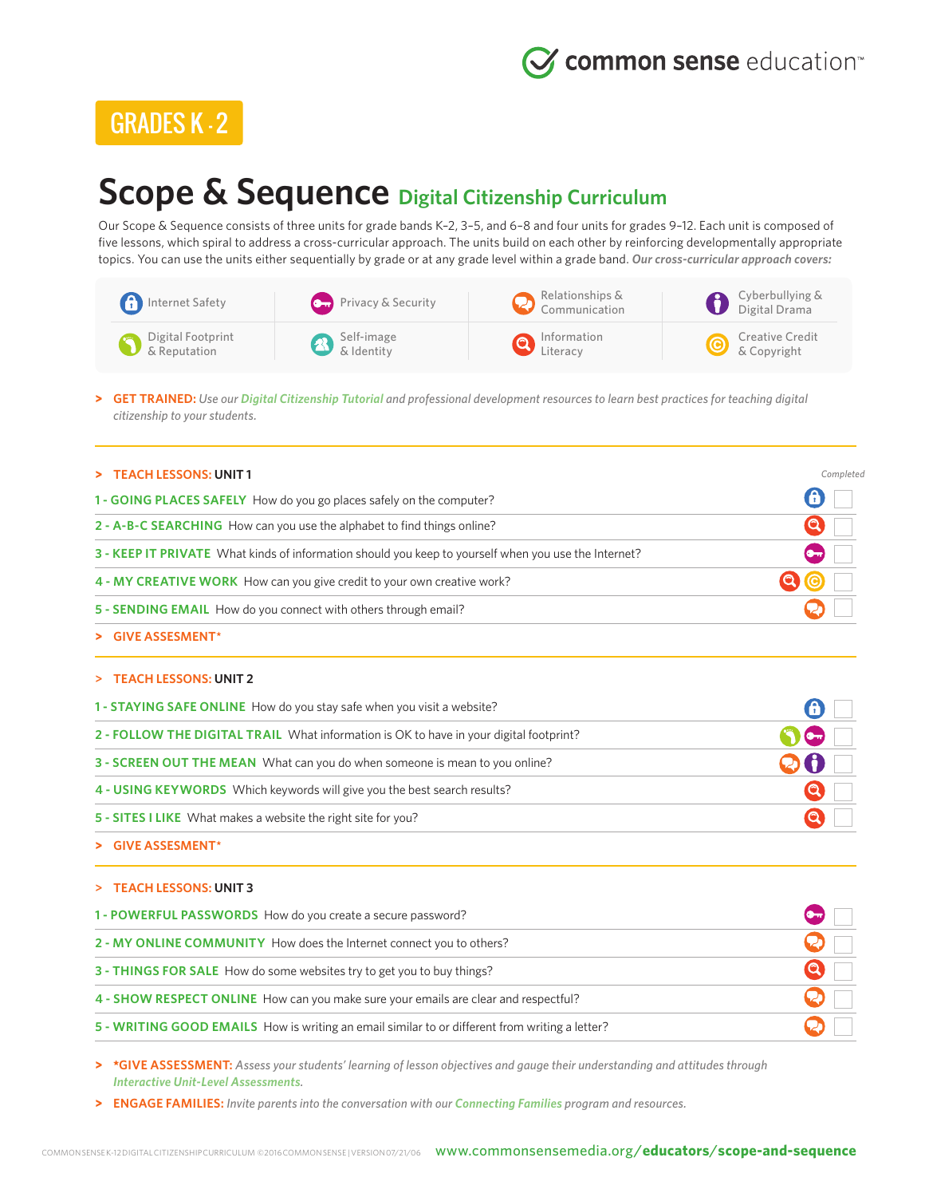GRADES K - 2

# Scope & Sequence Digital Citizenship Curriculum

Our Scope & Sequence consists of three units for grade bands K–2, 3–5, and 6–8 and four units for grades 9–12. Each unit is composed of five lessons, which spiral to address a cross-curricular approach. The units build on each other by reinforcing developmentally appropriate topics. You can use the units either sequentially by grade or at any grade level within a grade band. ***Our cross-curricular approach covers:***

| | | | |
|---|---|---|---|
| Internet Safety | Privacy & Security | Relationships & Communication | Cyberbullying & Digital Drama |
| Digital Footprint & Reputation | Self-image & Identity | Information Literacy | Creative Credit & Copyright |

> **GET TRAINED:** *Use our Digital Citizenship Tutorial and professional development resources to learn best practices for teaching digital citizenship to your students.*

## > TEACH LESSONS: UNIT 1

| Lesson | Topics | Completed |
|---|---|---|
| **1 - GOING PLACES SAFELY** How do you go places safely on the computer? | Internet Safety | ☐ |
| **2 - A-B-C SEARCHING** How can you use the alphabet to find things online? | Information Literacy | ☐ |
| **3 - KEEP IT PRIVATE** What kinds of information should you keep to yourself when you use the Internet? | Privacy & Security | ☐ |
| **4 - MY CREATIVE WORK** How can you give credit to your own creative work? | Information Literacy, Creative Credit & Copyright | ☐ |
| **5 - SENDING EMAIL** How do you connect with others through email? | Relationships & Communication | ☐ |

> **GIVE ASSESMENT***

## > TEACH LESSONS: UNIT 2

| Lesson | Topics | Completed |
|---|---|---|
| **1 - STAYING SAFE ONLINE** How do you stay safe when you visit a website? | Internet Safety | ☐ |
| **2 - FOLLOW THE DIGITAL TRAIL** What information is OK to have in your digital footprint? | Digital Footprint & Reputation, Privacy & Security | ☐ |
| **3 - SCREEN OUT THE MEAN** What can you do when someone is mean to you online? | Relationships & Communication, Cyberbullying & Digital Drama | ☐ |
| **4 - USING KEYWORDS** Which keywords will give you the best search results? | Information Literacy | ☐ |
| **5 - SITES I LIKE** What makes a website the right site for you? | Information Literacy | ☐ |

> **GIVE ASSESMENT***

## > TEACH LESSONS: UNIT 3

| Lesson | Topics | Completed |
|---|---|---|
| **1 - POWERFUL PASSWORDS** How do you create a secure password? | Privacy & Security | ☐ |
| **2 - MY ONLINE COMMUNITY** How does the Internet connect you to others? | Relationships & Communication | ☐ |
| **3 - THINGS FOR SALE** How do some websites try to get you to buy things? | Information Literacy | ☐ |
| **4 - SHOW RESPECT ONLINE** How can you make sure your emails are clear and respectful? | Relationships & Communication | ☐ |
| **5 - WRITING GOOD EMAILS** How is writing an email similar to or different from writing a letter? | Relationships & Communication | ☐ |

> ***GIVE ASSESSMENT:** *Assess your students' learning of lesson objectives and gauge their understanding and attitudes through Interactive Unit-Level Assessments.*

> **ENGAGE FAMILIES:** *Invite parents into the conversation with our Connecting Families program and resources.*

www.commonsensemedia.org/**educators/scope-and-sequence**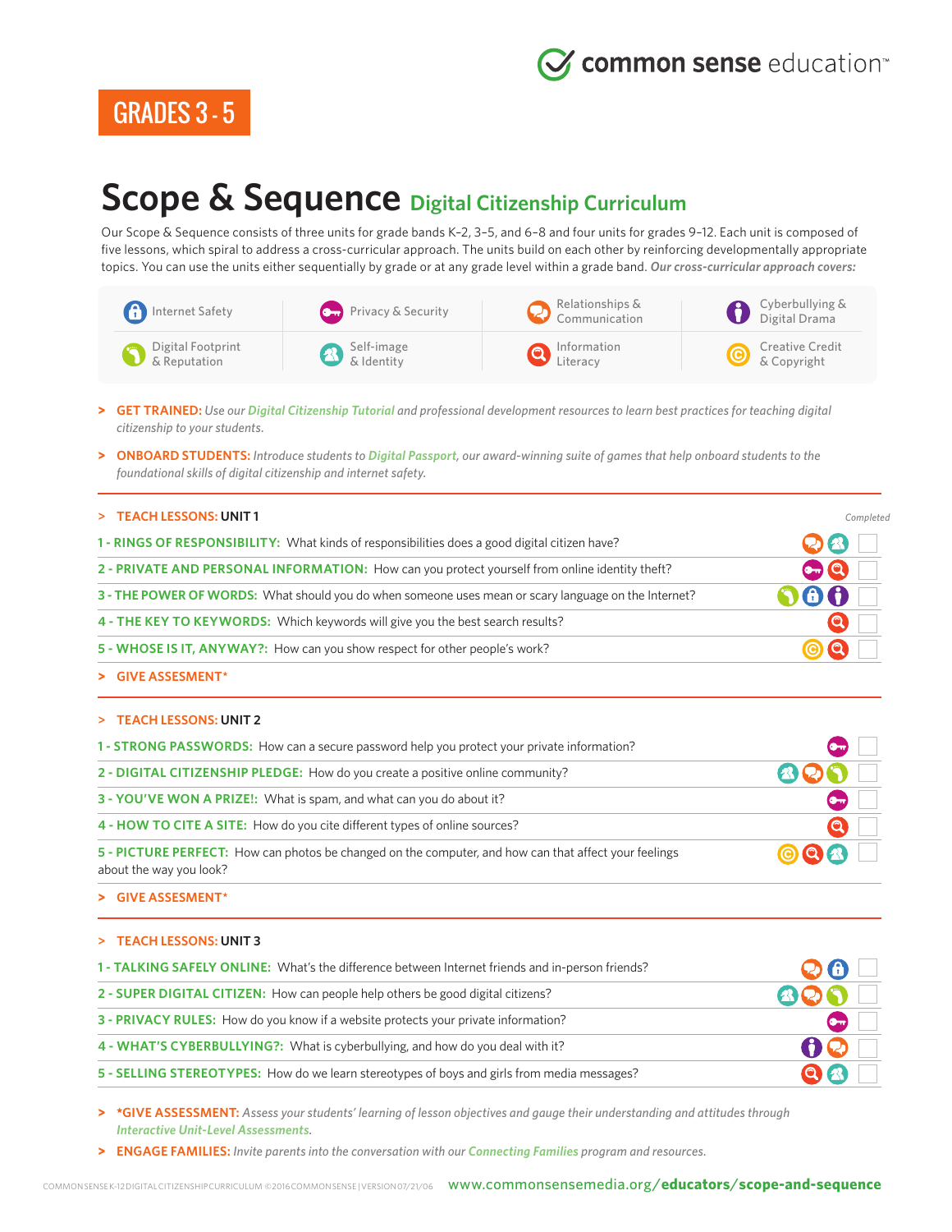common sense education™

GRADES 3 - 5

# Scope & Sequence Digital Citizenship Curriculum

Our Scope & Sequence consists of three units for grade bands K–2, 3–5, and 6–8 and four units for grades 9–12. Each unit is composed of five lessons, which spiral to address a cross-curricular approach. The units build on each other by reinforcing developmentally appropriate topics. You can use the units either sequentially by grade or at any grade level within a grade band. ***Our cross-curricular approach covers:***

| | | | |
|---|---|---|---|
| Internet Safety | Privacy & Security | Relationships & Communication | Cyberbullying & Digital Drama |
| Digital Footprint & Reputation | Self-image & Identity | Information Literacy | Creative Credit & Copyright |

> **GET TRAINED:** *Use our **Digital Citizenship Tutorial** and professional development resources to learn best practices for teaching digital citizenship to your students.*

> **ONBOARD STUDENTS:** *Introduce students to **Digital Passport**, our award-winning suite of games that help onboard students to the foundational skills of digital citizenship and internet safety.*

> **TEACH LESSONS: UNIT 1**

*Completed*

- **1 - RINGS OF RESPONSIBILITY:** What kinds of responsibilities does a good digital citizen have? ☐
- **2 - PRIVATE AND PERSONAL INFORMATION:** How can you protect yourself from online identity theft? ☐
- **3 - THE POWER OF WORDS:** What should you do when someone uses mean or scary language on the Internet? ☐
- **4 - THE KEY TO KEYWORDS:** Which keywords will give you the best search results? ☐
- **5 - WHOSE IS IT, ANYWAY?:** How can you show respect for other people's work? ☐

> **GIVE ASSESMENT***

> **TEACH LESSONS: UNIT 2**

- **1 - STRONG PASSWORDS:** How can a secure password help you protect your private information? ☐
- **2 - DIGITAL CITIZENSHIP PLEDGE:** How do you create a positive online community? ☐
- **3 - YOU'VE WON A PRIZE!:** What is spam, and what can you do about it? ☐
- **4 - HOW TO CITE A SITE:** How do you cite different types of online sources? ☐
- **5 - PICTURE PERFECT:** How can photos be changed on the computer, and how can that affect your feelings about the way you look? ☐

> **GIVE ASSESMENT***

> **TEACH LESSONS: UNIT 3**

- **1 - TALKING SAFELY ONLINE:** What's the difference between Internet friends and in-person friends? ☐
- **2 - SUPER DIGITAL CITIZEN:** How can people help others be good digital citizens? ☐
- **3 - PRIVACY RULES:** How do you know if a website protects your private information? ☐
- **4 - WHAT'S CYBERBULLYING?:** What is cyberbullying, and how do you deal with it? ☐
- **5 - SELLING STEREOTYPES:** How do we learn stereotypes of boys and girls from media messages? ☐

> ***GIVE ASSESSMENT:** *Assess your students' learning of lesson objectives and gauge their understanding and attitudes through **Interactive Unit-Level Assessments**.*

> **ENGAGE FAMILIES:** *Invite parents into the conversation with our **Connecting Families** program and resources.*

COMMON SENSE K-12 DIGITAL CITIZENSHIP CURRICULUM © 2016 COMMON SENSE | VERSION 07/21/06 www.commonsensemedia.org/**educators/scope-and-sequence**